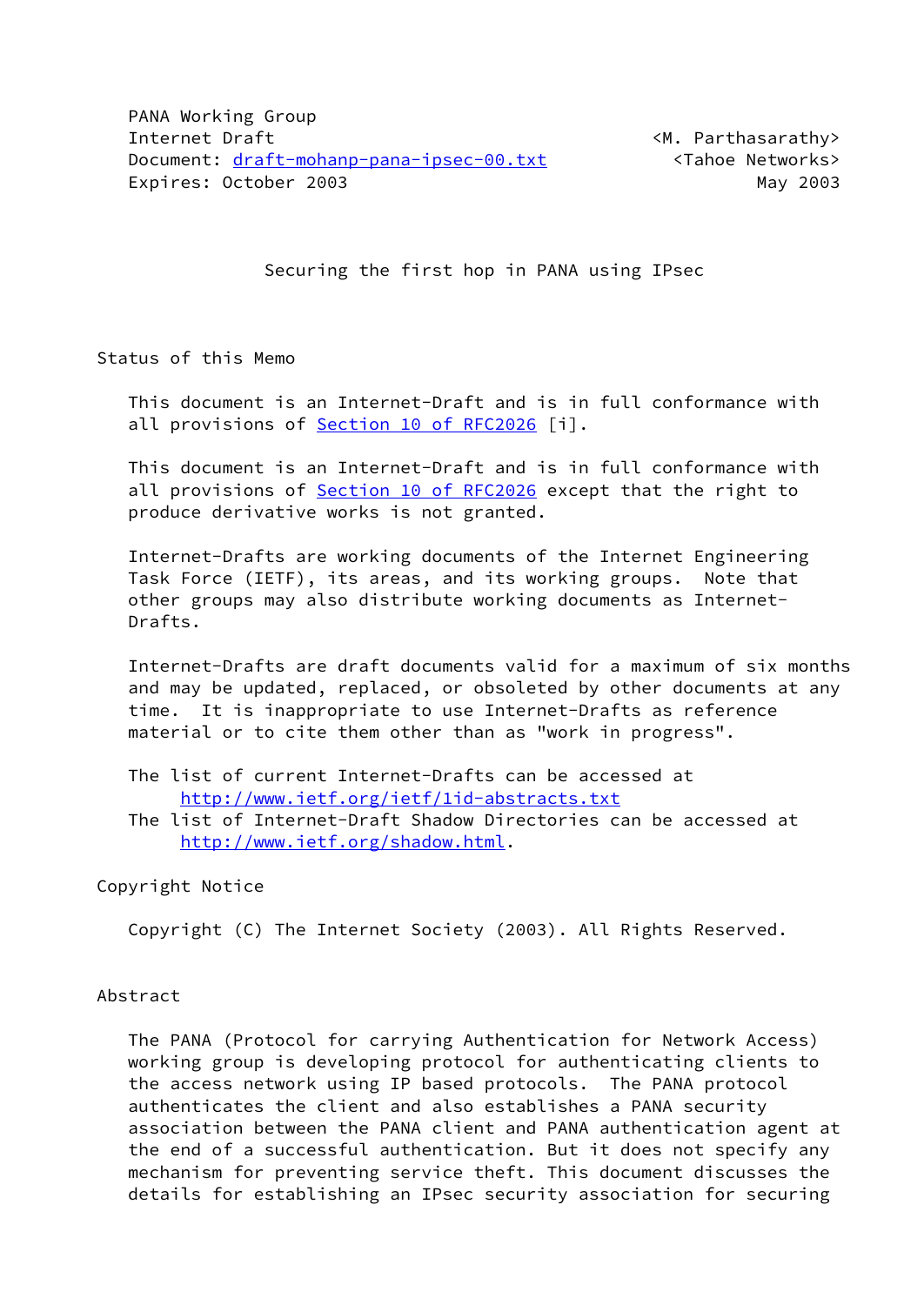PANA Working Group
Internet Draft <M. Parthasarathy>
Document: draft-mohanp-pana-ipsec-00.txt <Tahoe Networks>
Expires: October 2003 May 2003

Securing the first hop in PANA using IPsec

## Status of this Memo

This document is an Internet-Draft and is in full conformance with all provisions of Section 10 of RFC2026 [i].

This document is an Internet-Draft and is in full conformance with all provisions of Section 10 of RFC2026 except that the right to produce derivative works is not granted.

Internet-Drafts are working documents of the Internet Engineering Task Force (IETF), its areas, and its working groups. Note that other groups may also distribute working documents as Internet-Drafts.

Internet-Drafts are draft documents valid for a maximum of six months and may be updated, replaced, or obsoleted by other documents at any time. It is inappropriate to use Internet-Drafts as reference material or to cite them other than as "work in progress".

The list of current Internet-Drafts can be accessed at
http://www.ietf.org/ietf/1id-abstracts.txt
The list of Internet-Draft Shadow Directories can be accessed at
http://www.ietf.org/shadow.html.

## Copyright Notice

Copyright (C) The Internet Society (2003). All Rights Reserved.

## Abstract

The PANA (Protocol for carrying Authentication for Network Access) working group is developing protocol for authenticating clients to the access network using IP based protocols. The PANA protocol authenticates the client and also establishes a PANA security association between the PANA client and PANA authentication agent at the end of a successful authentication. But it does not specify any mechanism for preventing service theft. This document discusses the details for establishing an IPsec security association for securing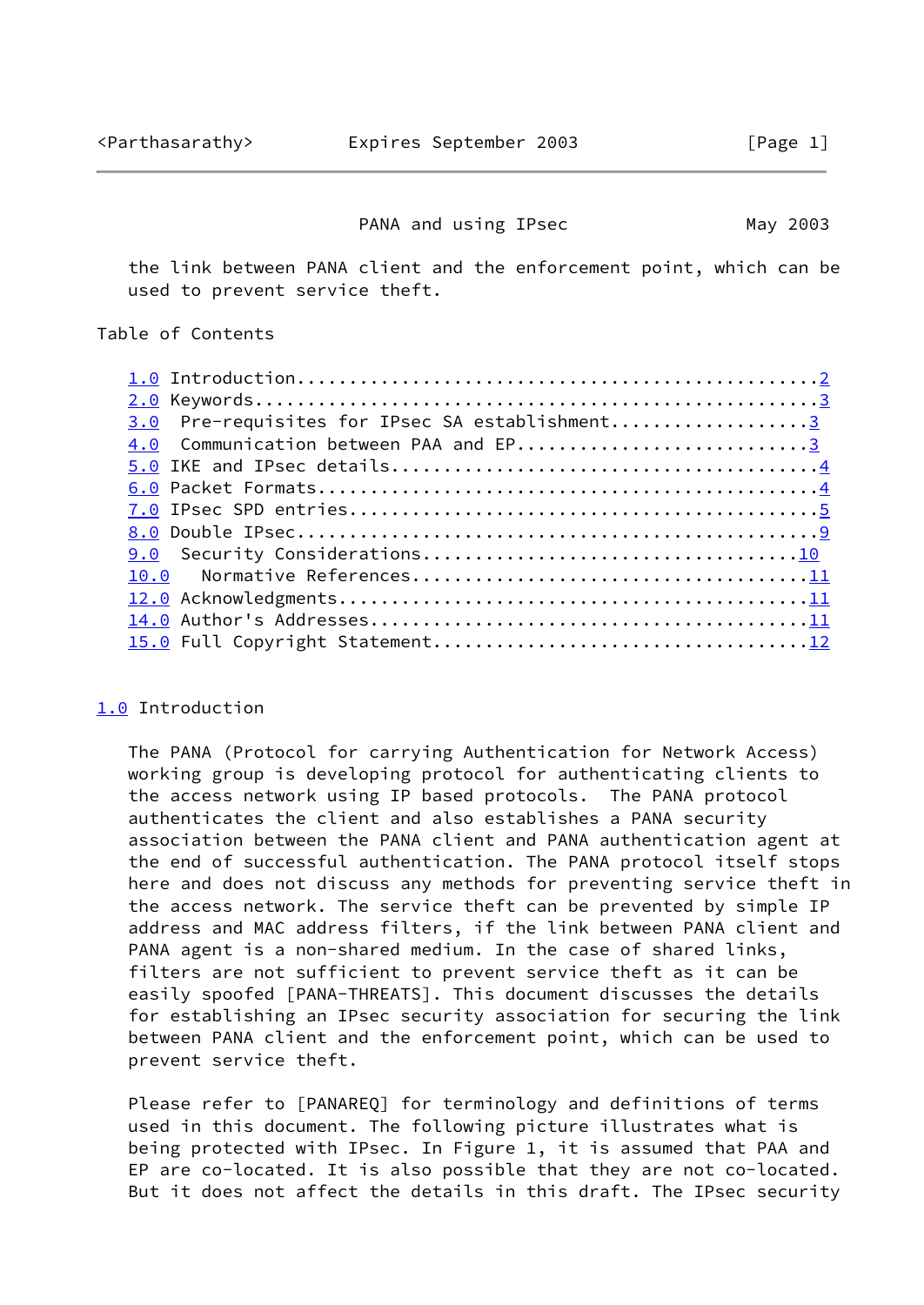the link between PANA client and the enforcement point, which can be used to prevent service theft.

Table of Contents

- 1.0 Introduction................................................2
- 2.0 Keywords....................................................3
- 3.0 Pre-requisites for IPsec SA establishment..................3
- 4.0 Communication between PAA and EP...........................3
- 5.0 IKE and IPsec details.......................................4
- 6.0 Packet Formats..............................................4
- 7.0 IPsec SPD entries...........................................5
- 8.0 Double IPsec................................................9
- 9.0 Security Considerations....................................10
- 10.0 Normative References......................................11
- 12.0 Acknowledgments...........................................11
- 14.0 Author's Addresses........................................11
- 15.0 Full Copyright Statement..................................12

## 1.0 Introduction

The PANA (Protocol for carrying Authentication for Network Access) working group is developing protocol for authenticating clients to the access network using IP based protocols. The PANA protocol authenticates the client and also establishes a PANA security association between the PANA client and PANA authentication agent at the end of successful authentication. The PANA protocol itself stops here and does not discuss any methods for preventing service theft in the access network. The service theft can be prevented by simple IP address and MAC address filters, if the link between PANA client and PANA agent is a non-shared medium. In the case of shared links, filters are not sufficient to prevent service theft as it can be easily spoofed [PANA-THREATS]. This document discusses the details for establishing an IPsec security association for securing the link between PANA client and the enforcement point, which can be used to prevent service theft.

Please refer to [PANAREQ] for terminology and definitions of terms used in this document. The following picture illustrates what is being protected with IPsec. In Figure 1, it is assumed that PAA and EP are co-located. It is also possible that they are not co-located. But it does not affect the details in this draft. The IPsec security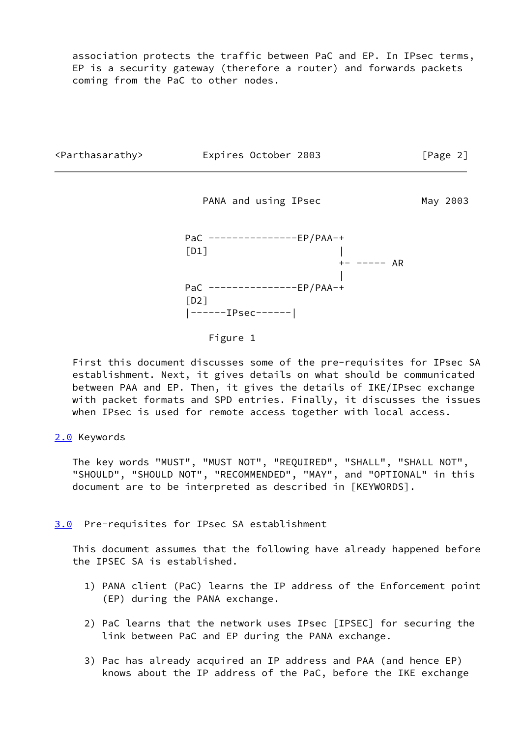association protects the traffic between PaC and EP. In IPsec terms, EP is a security gateway (therefore a router) and forwards packets coming from the PaC to other nodes.

```
PaC ---------------EP/PAA-+
[D1]                      |
                          +- ----- AR
                          |
PaC ---------------EP/PAA-+
[D2]
|------IPsec------|
```

Figure 1

First this document discusses some of the pre-requisites for IPsec SA establishment. Next, it gives details on what should be communicated between PAA and EP. Then, it gives the details of IKE/IPsec exchange with packet formats and SPD entries. Finally, it discusses the issues when IPsec is used for remote access together with local access.

## 2.0 Keywords

The key words "MUST", "MUST NOT", "REQUIRED", "SHALL", "SHALL NOT", "SHOULD", "SHOULD NOT", "RECOMMENDED", "MAY", and "OPTIONAL" in this document are to be interpreted as described in [KEYWORDS].

## 3.0 Pre-requisites for IPsec SA establishment

This document assumes that the following have already happened before the IPSEC SA is established.

1) PANA client (PaC) learns the IP address of the Enforcement point (EP) during the PANA exchange.

2) PaC learns that the network uses IPsec [IPSEC] for securing the link between PaC and EP during the PANA exchange.

3) Pac has already acquired an IP address and PAA (and hence EP) knows about the IP address of the PaC, before the IKE exchange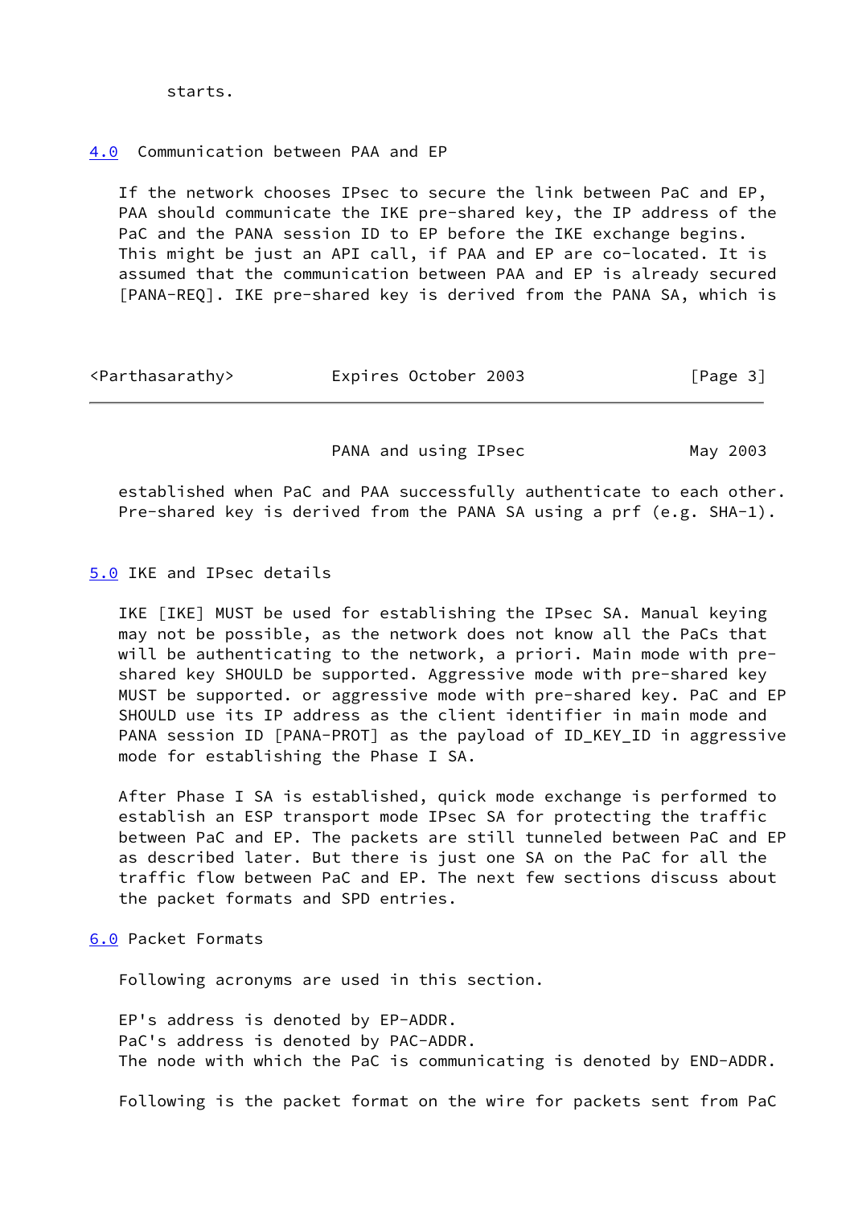starts.

## 4.0 Communication between PAA and EP

If the network chooses IPsec to secure the link between PaC and EP, PAA should communicate the IKE pre-shared key, the IP address of the PaC and the PANA session ID to EP before the IKE exchange begins. This might be just an API call, if PAA and EP are co-located. It is assumed that the communication between PAA and EP is already secured [PANA-REQ]. IKE pre-shared key is derived from the PANA SA, which is established when PaC and PAA successfully authenticate to each other. Pre-shared key is derived from the PANA SA using a prf (e.g. SHA-1).

## 5.0 IKE and IPsec details

IKE [IKE] MUST be used for establishing the IPsec SA. Manual keying may not be possible, as the network does not know all the PaCs that will be authenticating to the network, a priori. Main mode with pre-shared key SHOULD be supported. Aggressive mode with pre-shared key MUST be supported. or aggressive mode with pre-shared key. PaC and EP SHOULD use its IP address as the client identifier in main mode and PANA session ID [PANA-PROT] as the payload of ID_KEY_ID in aggressive mode for establishing the Phase I SA.

After Phase I SA is established, quick mode exchange is performed to establish an ESP transport mode IPsec SA for protecting the traffic between PaC and EP. The packets are still tunneled between PaC and EP as described later. But there is just one SA on the PaC for all the traffic flow between PaC and EP. The next few sections discuss about the packet formats and SPD entries.

## 6.0 Packet Formats

Following acronyms are used in this section.

EP's address is denoted by EP-ADDR.
PaC's address is denoted by PAC-ADDR.
The node with which the PaC is communicating is denoted by END-ADDR.

Following is the packet format on the wire for packets sent from PaC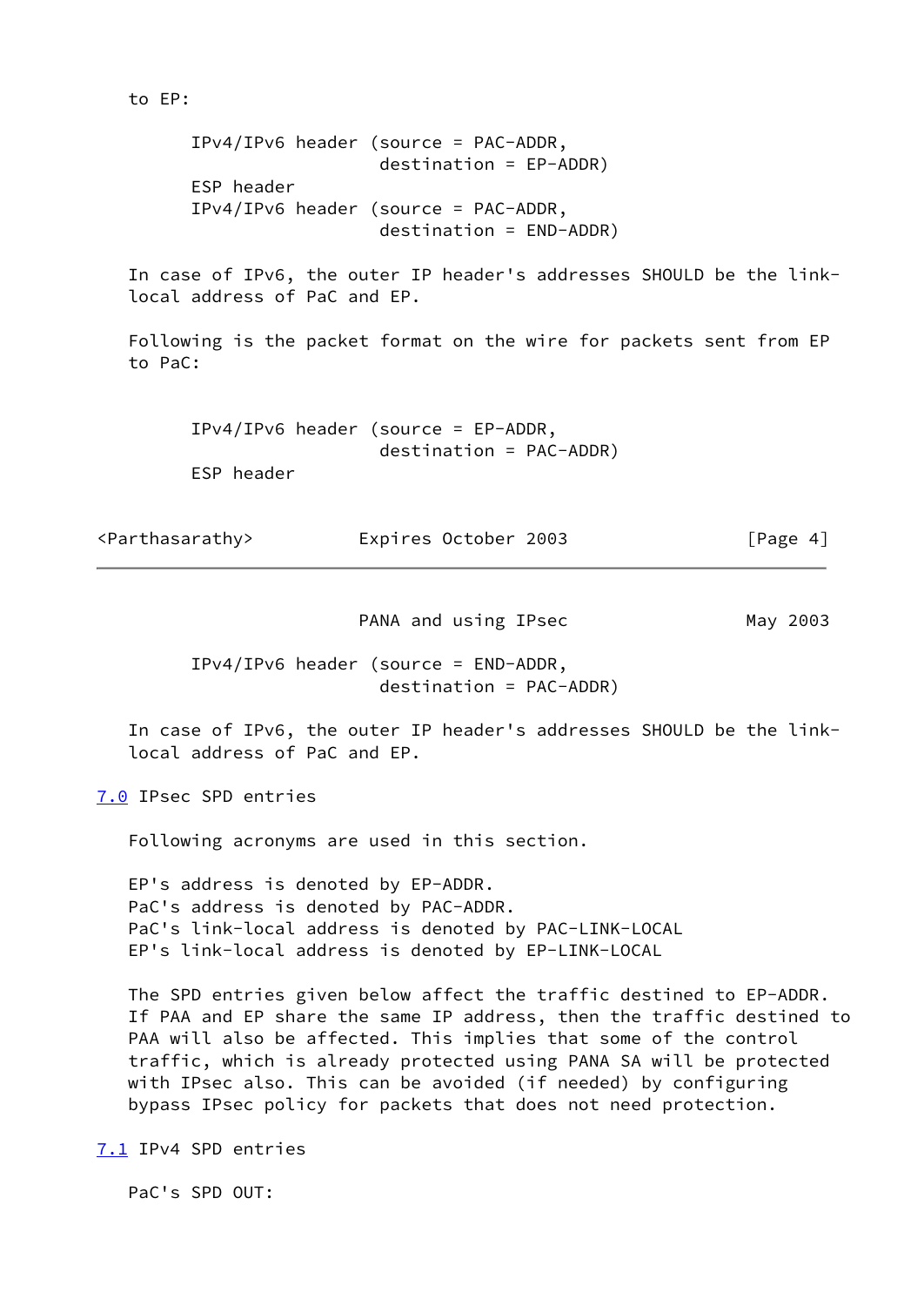to EP:

```
IPv4/IPv6 header (source = PAC-ADDR,
                  destination = EP-ADDR)
ESP header
IPv4/IPv6 header (source = PAC-ADDR,
                  destination = END-ADDR)
```

In case of IPv6, the outer IP header's addresses SHOULD be the link-local address of PaC and EP.

Following is the packet format on the wire for packets sent from EP to PaC:

```
IPv4/IPv6 header (source = EP-ADDR,
                  destination = PAC-ADDR)
ESP header
IPv4/IPv6 header (source = END-ADDR,
                  destination = PAC-ADDR)
```

In case of IPv6, the outer IP header's addresses SHOULD be the link-local address of PaC and EP.

## 7.0 IPsec SPD entries

Following acronyms are used in this section.

EP's address is denoted by EP-ADDR.
PaC's address is denoted by PAC-ADDR.
PaC's link-local address is denoted by PAC-LINK-LOCAL
EP's link-local address is denoted by EP-LINK-LOCAL

The SPD entries given below affect the traffic destined to EP-ADDR. If PAA and EP share the same IP address, then the traffic destined to PAA will also be affected. This implies that some of the control traffic, which is already protected using PANA SA will be protected with IPsec also. This can be avoided (if needed) by configuring bypass IPsec policy for packets that does not need protection.

### 7.1 IPv4 SPD entries

PaC's SPD OUT: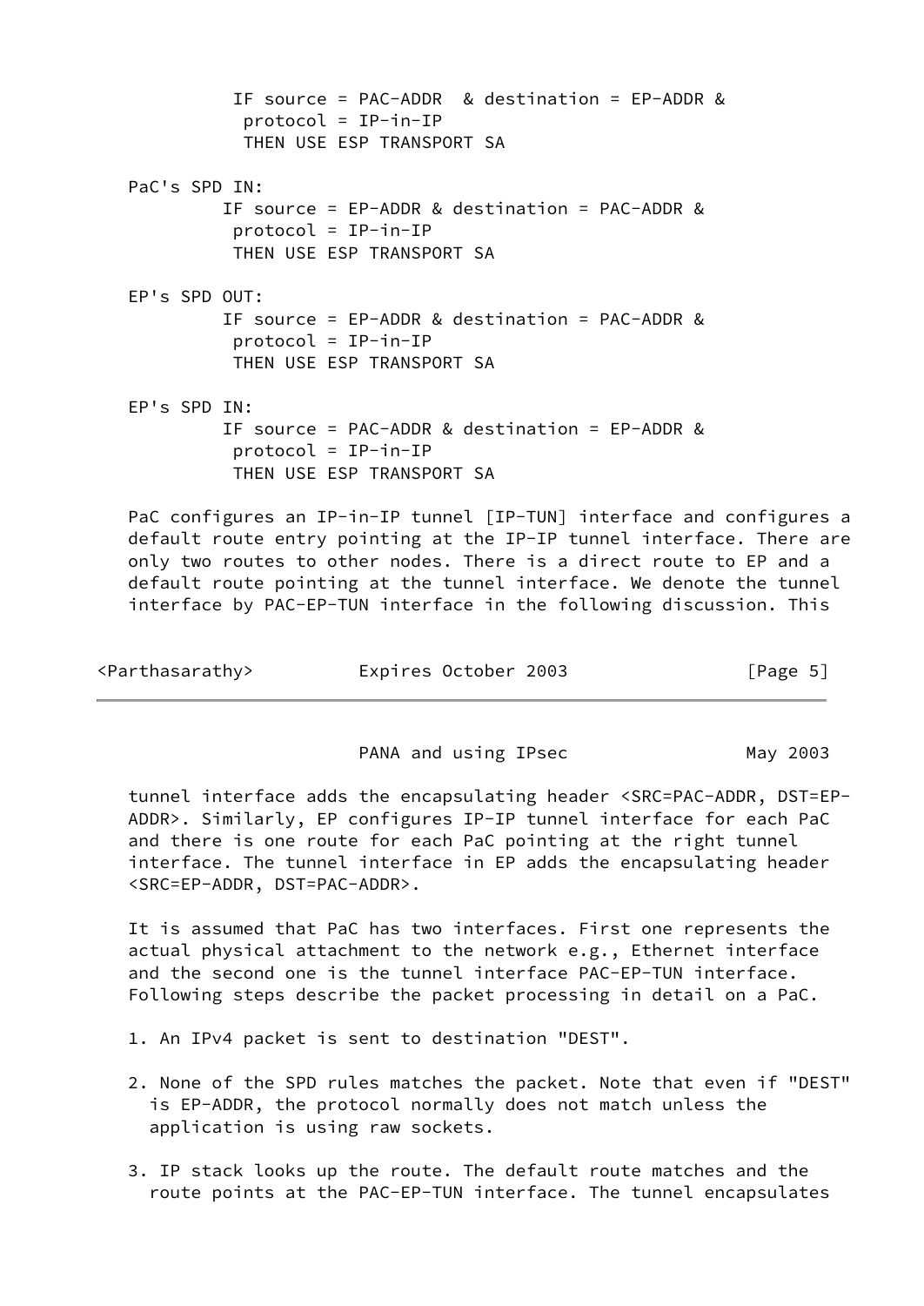```
        IF source = PAC-ADDR  & destination = EP-ADDR &
         protocol = IP-in-IP
         THEN USE ESP TRANSPORT SA
```

PaC's SPD IN:

```
       IF source = EP-ADDR & destination = PAC-ADDR &
        protocol = IP-in-IP
        THEN USE ESP TRANSPORT SA
```

EP's SPD OUT:

```
       IF source = EP-ADDR & destination = PAC-ADDR &
        protocol = IP-in-IP
        THEN USE ESP TRANSPORT SA
```

EP's SPD IN:

```
       IF source = PAC-ADDR & destination = EP-ADDR &
        protocol = IP-in-IP
        THEN USE ESP TRANSPORT SA
```

PaC configures an IP-in-IP tunnel [IP-TUN] interface and configures a default route entry pointing at the IP-IP tunnel interface. There are only two routes to other nodes. There is a direct route to EP and a default route pointing at the tunnel interface. We denote the tunnel interface by PAC-EP-TUN interface in the following discussion. This tunnel interface adds the encapsulating header <SRC=PAC-ADDR, DST=EP-ADDR>. Similarly, EP configures IP-IP tunnel interface for each PaC and there is one route for each PaC pointing at the right tunnel interface. The tunnel interface in EP adds the encapsulating header <SRC=EP-ADDR, DST=PAC-ADDR>.

It is assumed that PaC has two interfaces. First one represents the actual physical attachment to the network e.g., Ethernet interface and the second one is the tunnel interface PAC-EP-TUN interface. Following steps describe the packet processing in detail on a PaC.

1. An IPv4 packet is sent to destination "DEST".

2. None of the SPD rules matches the packet. Note that even if "DEST" is EP-ADDR, the protocol normally does not match unless the application is using raw sockets.

3. IP stack looks up the route. The default route matches and the route points at the PAC-EP-TUN interface. The tunnel encapsulates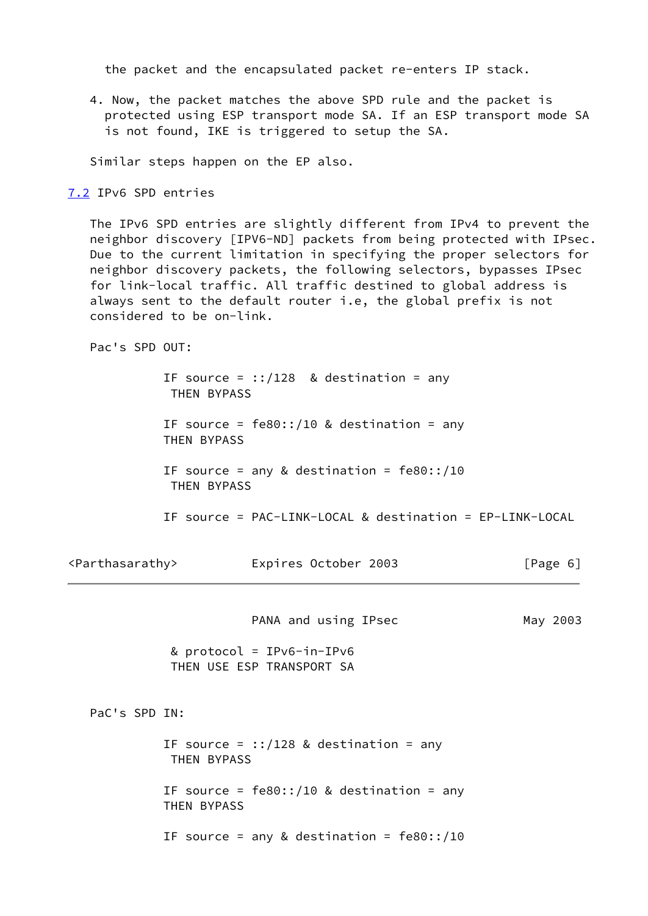the packet and the encapsulated packet re-enters IP stack.

4. Now, the packet matches the above SPD rule and the packet is protected using ESP transport mode SA. If an ESP transport mode SA is not found, IKE is triggered to setup the SA.

Similar steps happen on the EP also.

## 7.2 IPv6 SPD entries

The IPv6 SPD entries are slightly different from IPv4 to prevent the neighbor discovery [IPV6-ND] packets from being protected with IPsec. Due to the current limitation in specifying the proper selectors for neighbor discovery packets, the following selectors, bypasses IPsec for link-local traffic. All traffic destined to global address is always sent to the default router i.e, the global prefix is not considered to be on-link.

Pac's SPD OUT:

```
IF source = ::/128  & destination = any
 THEN BYPASS

IF source = fe80::/10 & destination = any
THEN BYPASS

IF source = any & destination = fe80::/10
 THEN BYPASS

IF source = PAC-LINK-LOCAL & destination = EP-LINK-LOCAL
 & protocol = IPv6-in-IPv6
 THEN USE ESP TRANSPORT SA
```

PaC's SPD IN:

```
IF source = ::/128 & destination = any
 THEN BYPASS

IF source = fe80::/10 & destination = any
THEN BYPASS

IF source = any & destination = fe80::/10
```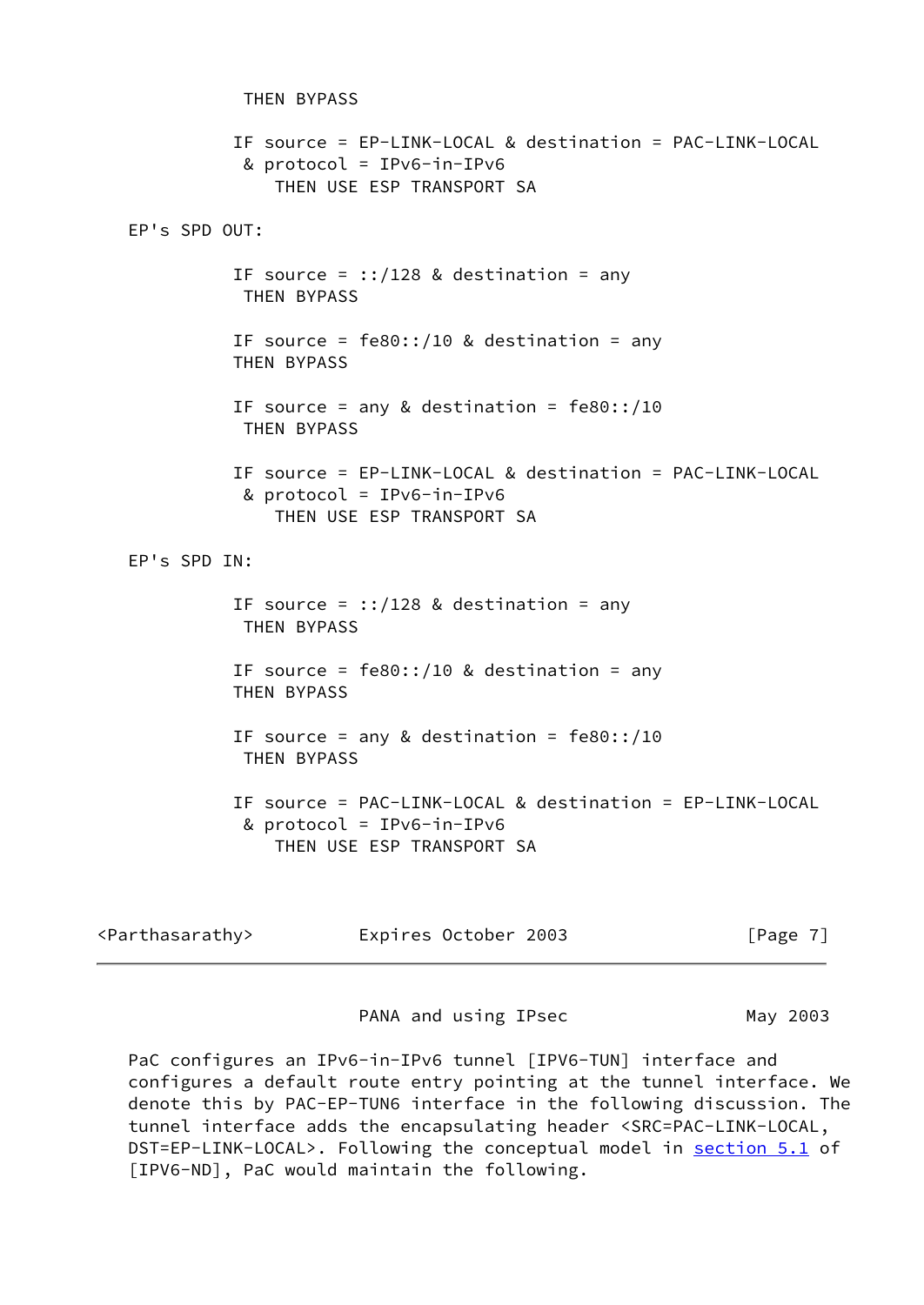```
             THEN BYPASS

            IF source = EP-LINK-LOCAL & destination = PAC-LINK-LOCAL
             & protocol = IPv6-in-IPv6
                THEN USE ESP TRANSPORT SA
```

EP's SPD OUT:

```
            IF source = ::/128 & destination = any
             THEN BYPASS

            IF source = fe80::/10 & destination = any
            THEN BYPASS

            IF source = any & destination = fe80::/10
             THEN BYPASS

            IF source = EP-LINK-LOCAL & destination = PAC-LINK-LOCAL
             & protocol = IPv6-in-IPv6
                THEN USE ESP TRANSPORT SA
```

EP's SPD IN:

```
            IF source = ::/128 & destination = any
             THEN BYPASS

            IF source = fe80::/10 & destination = any
            THEN BYPASS

            IF source = any & destination = fe80::/10
             THEN BYPASS

            IF source = PAC-LINK-LOCAL & destination = EP-LINK-LOCAL
             & protocol = IPv6-in-IPv6
                THEN USE ESP TRANSPORT SA
```

PaC configures an IPv6-in-IPv6 tunnel [IPV6-TUN] interface and configures a default route entry pointing at the tunnel interface. We denote this by PAC-EP-TUN6 interface in the following discussion. The tunnel interface adds the encapsulating header <SRC=PAC-LINK-LOCAL, DST=EP-LINK-LOCAL>. Following the conceptual model in section 5.1 of [IPV6-ND], PaC would maintain the following.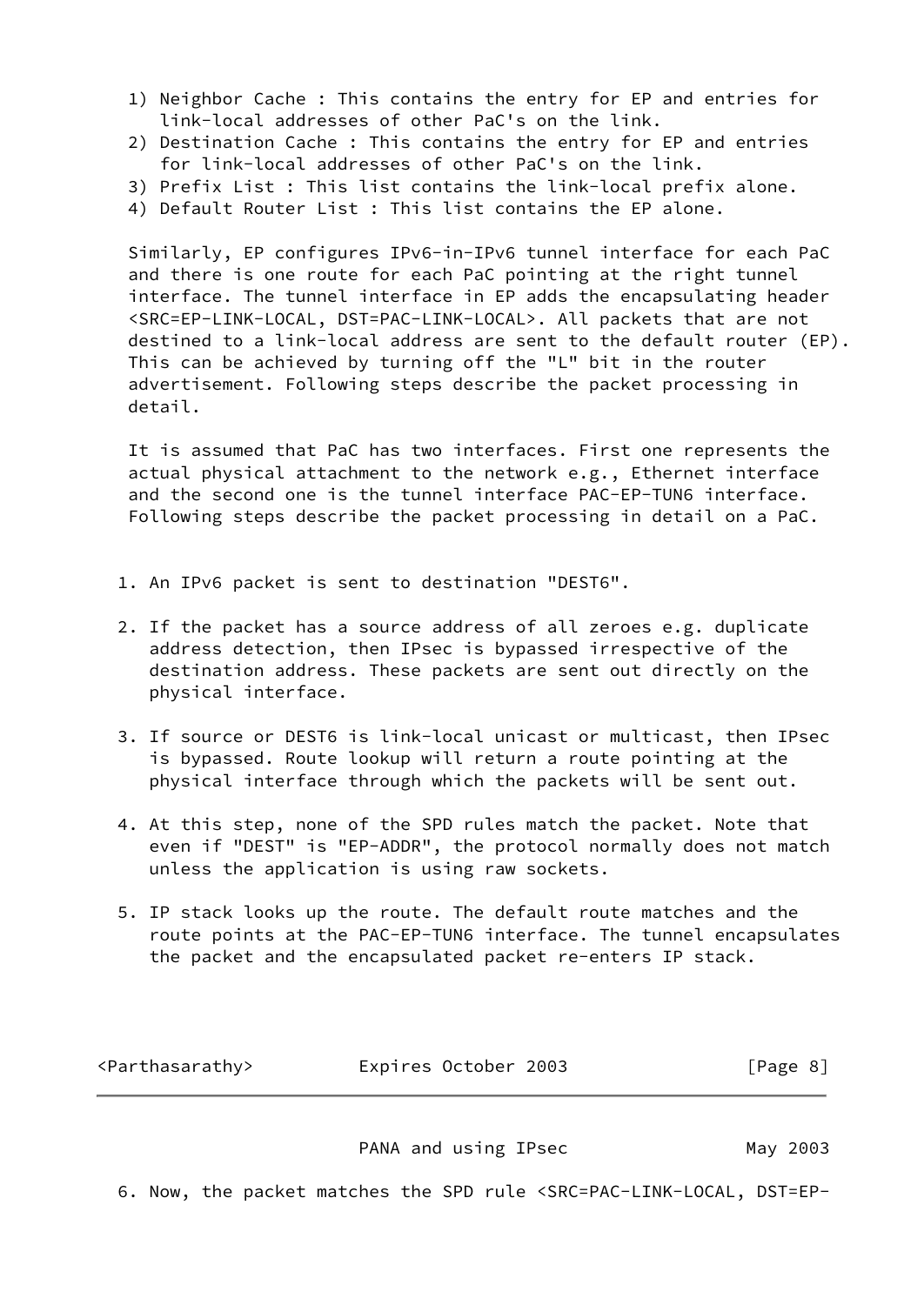1) Neighbor Cache : This contains the entry for EP and entries for link-local addresses of other PaC's on the link.
2) Destination Cache : This contains the entry for EP and entries for link-local addresses of other PaC's on the link.
3) Prefix List : This list contains the link-local prefix alone.
4) Default Router List : This list contains the EP alone.

Similarly, EP configures IPv6-in-IPv6 tunnel interface for each PaC and there is one route for each PaC pointing at the right tunnel interface. The tunnel interface in EP adds the encapsulating header <SRC=EP-LINK-LOCAL, DST=PAC-LINK-LOCAL>. All packets that are not destined to a link-local address are sent to the default router (EP). This can be achieved by turning off the "L" bit in the router advertisement. Following steps describe the packet processing in detail.

It is assumed that PaC has two interfaces. First one represents the actual physical attachment to the network e.g., Ethernet interface and the second one is the tunnel interface PAC-EP-TUN6 interface. Following steps describe the packet processing in detail on a PaC.

1. An IPv6 packet is sent to destination "DEST6".

2. If the packet has a source address of all zeroes e.g. duplicate address detection, then IPsec is bypassed irrespective of the destination address. These packets are sent out directly on the physical interface.

3. If source or DEST6 is link-local unicast or multicast, then IPsec is bypassed. Route lookup will return a route pointing at the physical interface through which the packets will be sent out.

4. At this step, none of the SPD rules match the packet. Note that even if "DEST" is "EP-ADDR", the protocol normally does not match unless the application is using raw sockets.

5. IP stack looks up the route. The default route matches and the route points at the PAC-EP-TUN6 interface. The tunnel encapsulates the packet and the encapsulated packet re-enters IP stack.

6. Now, the packet matches the SPD rule <SRC=PAC-LINK-LOCAL, DST=EP-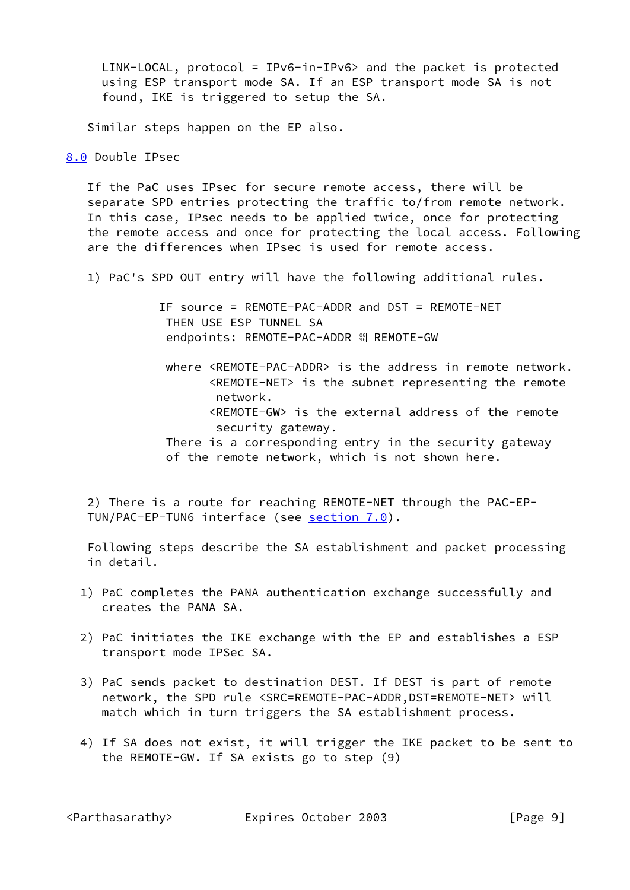LINK-LOCAL, protocol = IPv6-in-IPv6> and the packet is protected using ESP transport mode SA. If an ESP transport mode SA is not found, IKE is triggered to setup the SA.

Similar steps happen on the EP also.

## 8.0 Double IPsec

If the PaC uses IPsec for secure remote access, there will be separate SPD entries protecting the traffic to/from remote network. In this case, IPsec needs to be applied twice, once for protecting the remote access and once for protecting the local access. Following are the differences when IPsec is used for remote access.

1) PaC's SPD OUT entry will have the following additional rules.

```
          IF source = REMOTE-PAC-ADDR and DST = REMOTE-NET
           THEN USE ESP TUNNEL SA
           endpoints: REMOTE-PAC-ADDR <-> REMOTE-GW

           where <REMOTE-PAC-ADDR> is the address in remote network.
                 <REMOTE-NET> is the subnet representing the remote
                  network.
                 <REMOTE-GW> is the external address of the remote
                  security gateway.
           There is a corresponding entry in the security gateway
           of the remote network, which is not shown here.
```

2) There is a route for reaching REMOTE-NET through the PAC-EP-TUN/PAC-EP-TUN6 interface (see section 7.0).

Following steps describe the SA establishment and packet processing in detail.

1) PaC completes the PANA authentication exchange successfully and creates the PANA SA.

2) PaC initiates the IKE exchange with the EP and establishes a ESP transport mode IPSec SA.

3) PaC sends packet to destination DEST. If DEST is part of remote network, the SPD rule <SRC=REMOTE-PAC-ADDR,DST=REMOTE-NET> will match which in turn triggers the SA establishment process.

4) If SA does not exist, it will trigger the IKE packet to be sent to the REMOTE-GW. If SA exists go to step (9)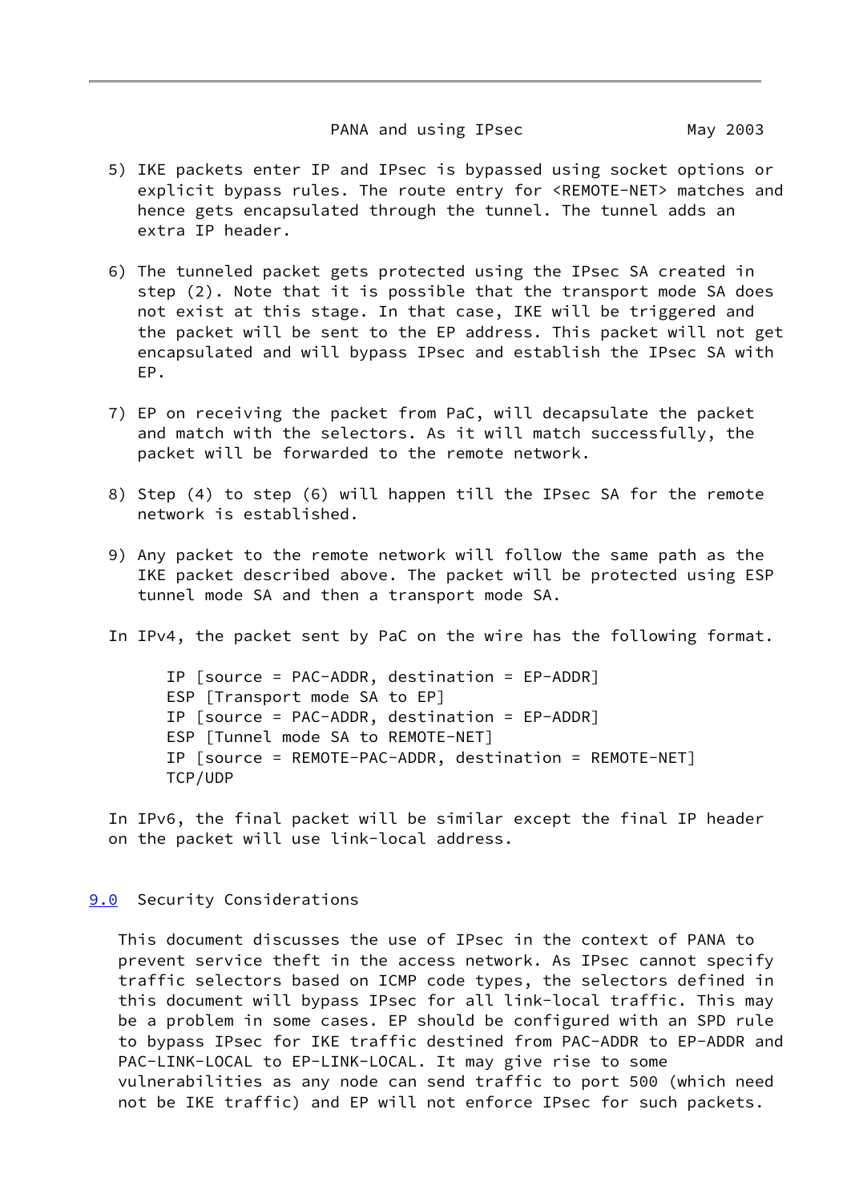5) IKE packets enter IP and IPsec is bypassed using socket options or explicit bypass rules. The route entry for <REMOTE-NET> matches and hence gets encapsulated through the tunnel. The tunnel adds an extra IP header.

6) The tunneled packet gets protected using the IPsec SA created in step (2). Note that it is possible that the transport mode SA does not exist at this stage. In that case, IKE will be triggered and the packet will be sent to the EP address. This packet will not get encapsulated and will bypass IPsec and establish the IPsec SA with EP.

7) EP on receiving the packet from PaC, will decapsulate the packet and match with the selectors. As it will match successfully, the packet will be forwarded to the remote network.

8) Step (4) to step (6) will happen till the IPsec SA for the remote network is established.

9) Any packet to the remote network will follow the same path as the IKE packet described above. The packet will be protected using ESP tunnel mode SA and then a transport mode SA.

In IPv4, the packet sent by PaC on the wire has the following format.

```
IP [source = PAC-ADDR, destination = EP-ADDR]
ESP [Transport mode SA to EP]
IP [source = PAC-ADDR, destination = EP-ADDR]
ESP [Tunnel mode SA to REMOTE-NET]
IP [source = REMOTE-PAC-ADDR, destination = REMOTE-NET]
TCP/UDP
```

In IPv6, the final packet will be similar except the final IP header on the packet will use link-local address.

## 9.0 Security Considerations

This document discusses the use of IPsec in the context of PANA to prevent service theft in the access network. As IPsec cannot specify traffic selectors based on ICMP code types, the selectors defined in this document will bypass IPsec for all link-local traffic. This may be a problem in some cases. EP should be configured with an SPD rule to bypass IPsec for IKE traffic destined from PAC-ADDR to EP-ADDR and PAC-LINK-LOCAL to EP-LINK-LOCAL. It may give rise to some vulnerabilities as any node can send traffic to port 500 (which need not be IKE traffic) and EP will not enforce IPsec for such packets.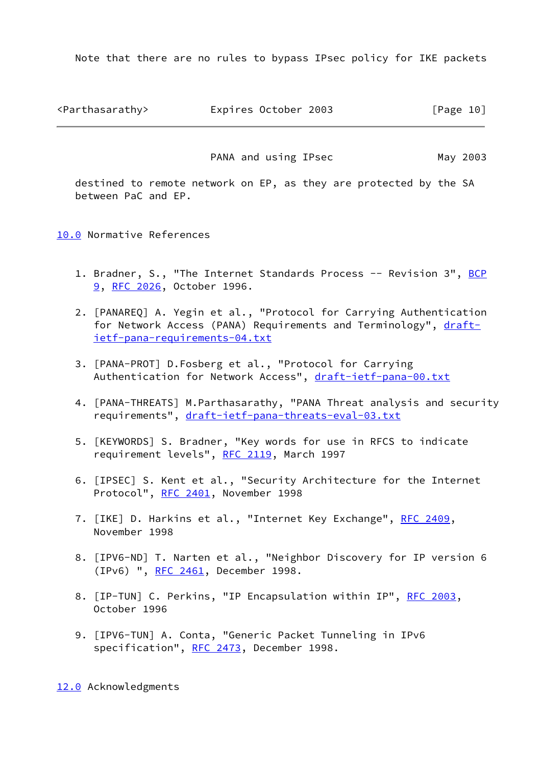Note that there are no rules to bypass IPsec policy for IKE packets destined to remote network on EP, as they are protected by the SA between PaC and EP.

## 10.0 Normative References

1. Bradner, S., "The Internet Standards Process -- Revision 3", BCP 9, RFC 2026, October 1996.

2. [PANAREQ] A. Yegin et al., "Protocol for Carrying Authentication for Network Access (PANA) Requirements and Terminology", draft-ietf-pana-requirements-04.txt

3. [PANA-PROT] D.Fosberg et al., "Protocol for Carrying Authentication for Network Access", draft-ietf-pana-00.txt

4. [PANA-THREATS] M.Parthasarathy, "PANA Threat analysis and security requirements", draft-ietf-pana-threats-eval-03.txt

5. [KEYWORDS] S. Bradner, "Key words for use in RFCS to indicate requirement levels", RFC 2119, March 1997

6. [IPSEC] S. Kent et al., "Security Architecture for the Internet Protocol", RFC 2401, November 1998

7. [IKE] D. Harkins et al., "Internet Key Exchange", RFC 2409, November 1998

8. [IPV6-ND] T. Narten et al., "Neighbor Discovery for IP version 6 (IPv6) ", RFC 2461, December 1998.

8. [IP-TUN] C. Perkins, "IP Encapsulation within IP", RFC 2003, October 1996

9. [IPV6-TUN] A. Conta, "Generic Packet Tunneling in IPv6 specification", RFC 2473, December 1998.

## 12.0 Acknowledgments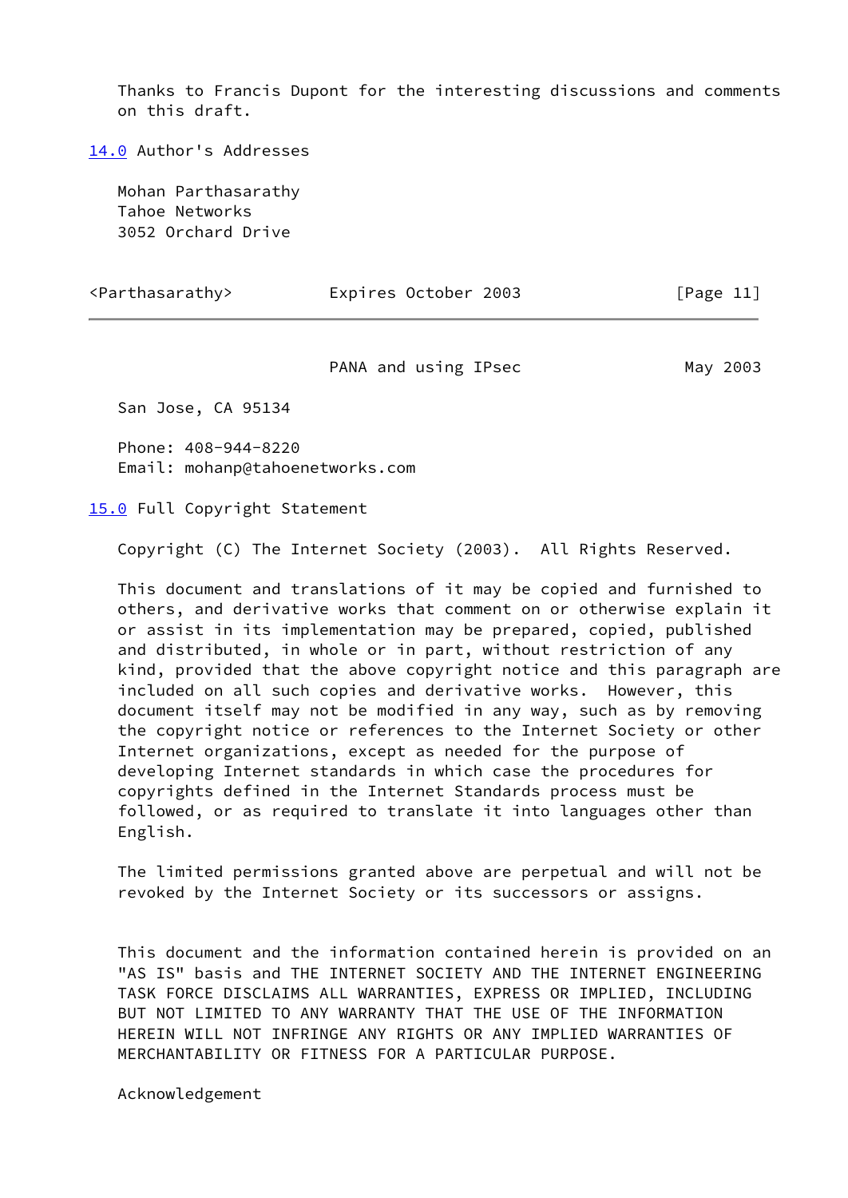Thanks to Francis Dupont for the interesting discussions and comments on this draft.

## 14.0 Author's Addresses

Mohan Parthasarathy
Tahoe Networks
3052 Orchard Drive
San Jose, CA 95134

Phone: 408-944-8220
Email: mohanp@tahoenetworks.com

## 15.0 Full Copyright Statement

Copyright (C) The Internet Society (2003). All Rights Reserved.

This document and translations of it may be copied and furnished to others, and derivative works that comment on or otherwise explain it or assist in its implementation may be prepared, copied, published and distributed, in whole or in part, without restriction of any kind, provided that the above copyright notice and this paragraph are included on all such copies and derivative works. However, this document itself may not be modified in any way, such as by removing the copyright notice or references to the Internet Society or other Internet organizations, except as needed for the purpose of developing Internet standards in which case the procedures for copyrights defined in the Internet Standards process must be followed, or as required to translate it into languages other than English.

The limited permissions granted above are perpetual and will not be revoked by the Internet Society or its successors or assigns.

This document and the information contained herein is provided on an "AS IS" basis and THE INTERNET SOCIETY AND THE INTERNET ENGINEERING TASK FORCE DISCLAIMS ALL WARRANTIES, EXPRESS OR IMPLIED, INCLUDING BUT NOT LIMITED TO ANY WARRANTY THAT THE USE OF THE INFORMATION HEREIN WILL NOT INFRINGE ANY RIGHTS OR ANY IMPLIED WARRANTIES OF MERCHANTABILITY OR FITNESS FOR A PARTICULAR PURPOSE.

Acknowledgement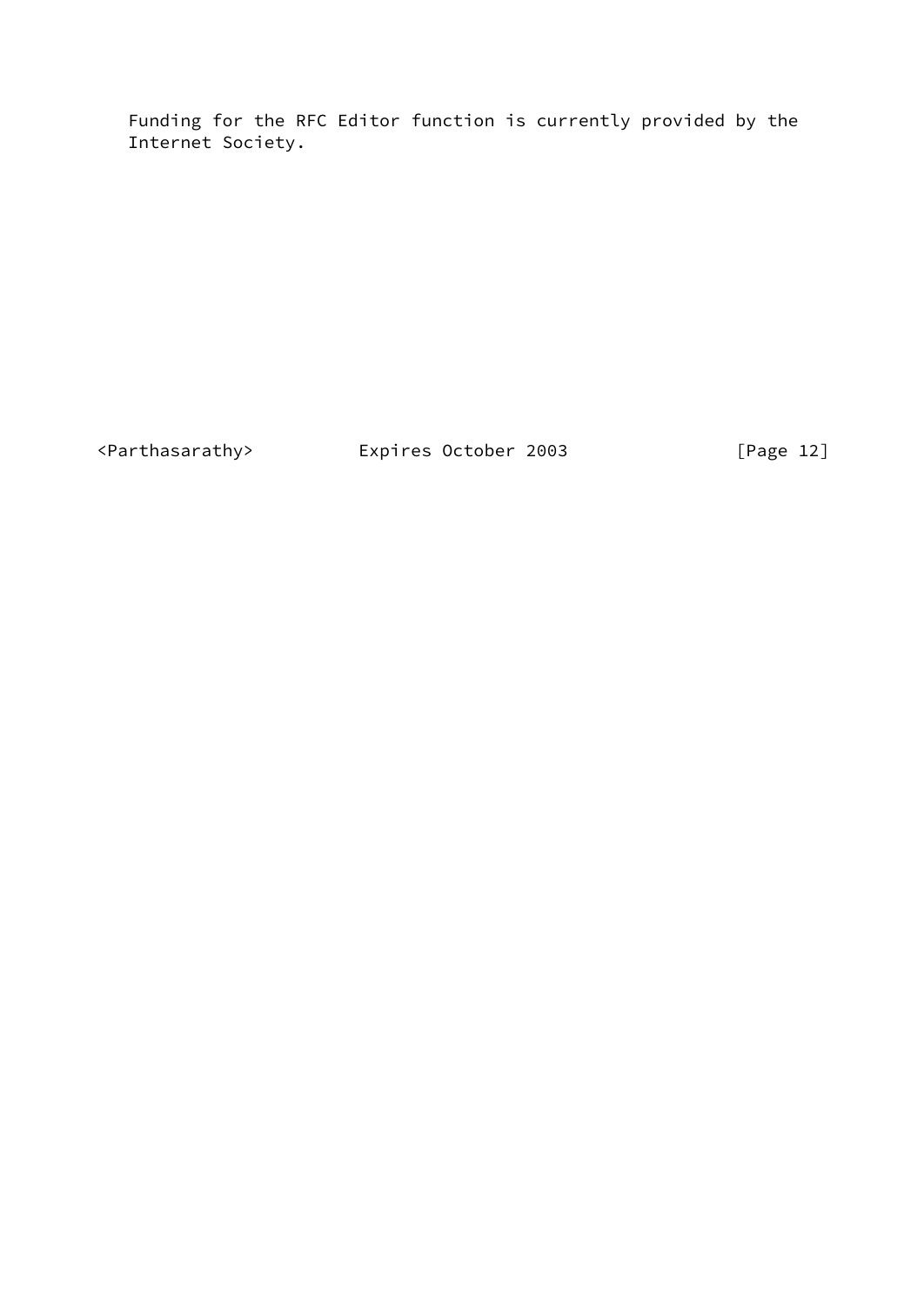Funding for the RFC Editor function is currently provided by the Internet Society.